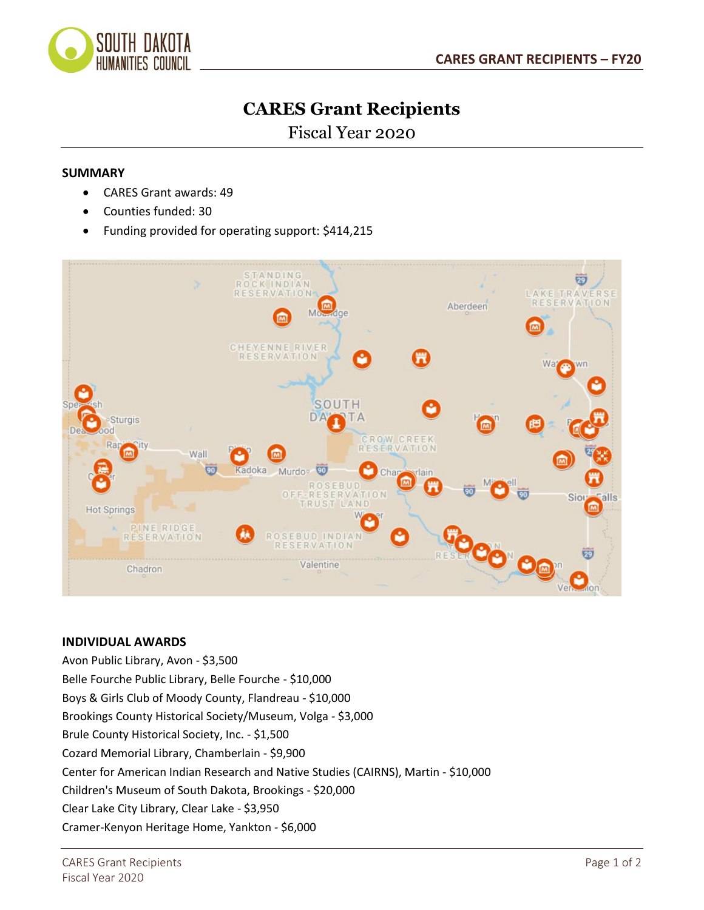# CARES Grant Recipients

Fiscal Year 2020

## SUMMARY

- CARES Grant awards: 49
- Counties funded: 30
- Funding provided for operating support: $414,215

## INDIVIDUAL AWARDS

Avon Public Library, Avon - $3,500
Belle Fourche Public Library, Belle Fourche - $10,000
Boys & Girls Club of Moody County, Flandreau - $10,000
Brookings County Historical Society/Museum, Volga - $3,000
Brule County Historical Society, Inc. - $1,500
Cozard Memorial Library, Chamberlain - $9,900
Center for American Indian Research and Native Studies (CAIRNS), Martin - $10,000
Children's Museum of South Dakota, Brookings - $20,000
Clear Lake City Library, Clear Lake - $3,950
Cramer-Kenyon Heritage Home, Yankton - $6,000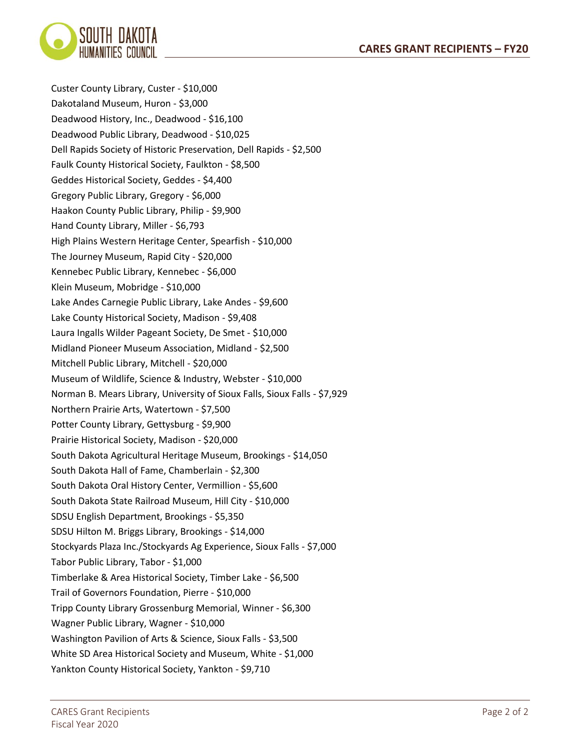Custer County Library, Custer - $10,000
Dakotaland Museum, Huron - $3,000
Deadwood History, Inc., Deadwood - $16,100
Deadwood Public Library, Deadwood - $10,025
Dell Rapids Society of Historic Preservation, Dell Rapids - $2,500
Faulk County Historical Society, Faulkton - $8,500
Geddes Historical Society, Geddes - $4,400
Gregory Public Library, Gregory - $6,000
Haakon County Public Library, Philip - $9,900
Hand County Library, Miller - $6,793
High Plains Western Heritage Center, Spearfish - $10,000
The Journey Museum, Rapid City - $20,000
Kennebec Public Library, Kennebec - $6,000
Klein Museum, Mobridge - $10,000
Lake Andes Carnegie Public Library, Lake Andes - $9,600
Lake County Historical Society, Madison - $9,408
Laura Ingalls Wilder Pageant Society, De Smet - $10,000
Midland Pioneer Museum Association, Midland - $2,500
Mitchell Public Library, Mitchell - $20,000
Museum of Wildlife, Science & Industry, Webster - $10,000
Norman B. Mears Library, University of Sioux Falls, Sioux Falls - $7,929
Northern Prairie Arts, Watertown - $7,500
Potter County Library, Gettysburg - $9,900
Prairie Historical Society, Madison - $20,000
South Dakota Agricultural Heritage Museum, Brookings - $14,050
South Dakota Hall of Fame, Chamberlain - $2,300
South Dakota Oral History Center, Vermillion - $5,600
South Dakota State Railroad Museum, Hill City - $10,000
SDSU English Department, Brookings - $5,350
SDSU Hilton M. Briggs Library, Brookings - $14,000
Stockyards Plaza Inc./Stockyards Ag Experience, Sioux Falls - $7,000
Tabor Public Library, Tabor - $1,000
Timberlake & Area Historical Society, Timber Lake - $6,500
Trail of Governors Foundation, Pierre - $10,000
Tripp County Library Grossenburg Memorial, Winner - $6,300
Wagner Public Library, Wagner - $10,000
Washington Pavilion of Arts & Science, Sioux Falls - $3,500
White SD Area Historical Society and Museum, White - $1,000
Yankton County Historical Society, Yankton - $9,710